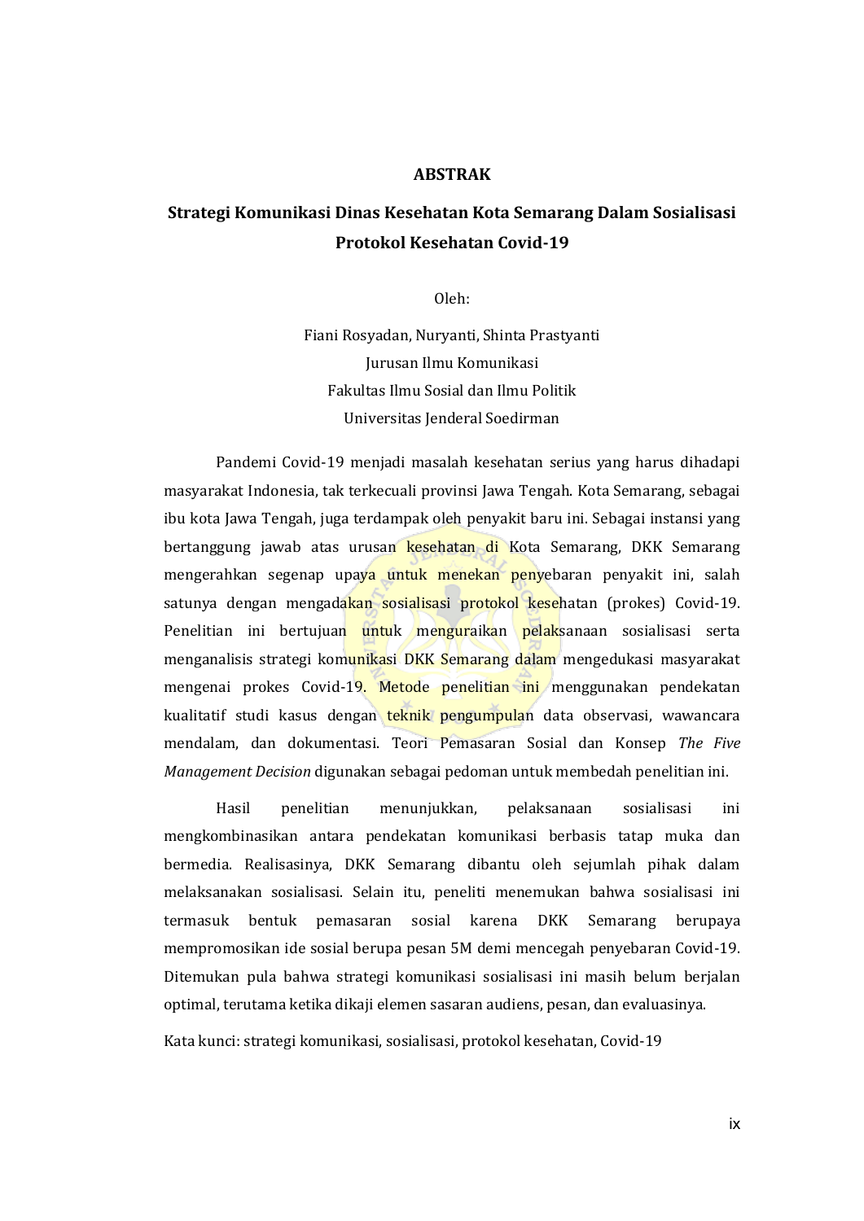# ABSTRAK

## Strategi Komunikasi Dinas Kesehatan Kota Semarang Dalam Sosialisasi Protokol Kesehatan Covid-19

Oleh:

Fiani Rosyadan, Nuryanti, Shinta Prastyanti
Jurusan Ilmu Komunikasi
Fakultas Ilmu Sosial dan Ilmu Politik
Universitas Jenderal Soedirman

Pandemi Covid-19 menjadi masalah kesehatan serius yang harus dihadapi masyarakat Indonesia, tak terkecuali provinsi Jawa Tengah. Kota Semarang, sebagai ibu kota Jawa Tengah, juga terdampak oleh penyakit baru ini. Sebagai instansi yang bertanggung jawab atas urusan kesehatan di Kota Semarang, DKK Semarang mengerahkan segenap upaya untuk menekan penyebaran penyakit ini, salah satunya dengan mengadakan sosialisasi protokol kesehatan (prokes) Covid-19. Penelitian ini bertujuan untuk menguraikan pelaksanaan sosialisasi serta menganalisis strategi komunikasi DKK Semarang dalam mengedukasi masyarakat mengenai prokes Covid-19. Metode penelitian ini menggunakan pendekatan kualitatif studi kasus dengan teknik pengumpulan data observasi, wawancara mendalam, dan dokumentasi. Teori Pemasaran Sosial dan Konsep *The Five Management Decision* digunakan sebagai pedoman untuk membedah penelitian ini.

Hasil penelitian menunjukkan, pelaksanaan sosialisasi ini mengkombinasikan antara pendekatan komunikasi berbasis tatap muka dan bermedia. Realisasinya, DKK Semarang dibantu oleh sejumlah pihak dalam melaksanakan sosialisasi. Selain itu, peneliti menemukan bahwa sosialisasi ini termasuk bentuk pemasaran sosial karena DKK Semarang berupaya mempromosikan ide sosial berupa pesan 5M demi mencegah penyebaran Covid-19. Ditemukan pula bahwa strategi komunikasi sosialisasi ini masih belum berjalan optimal, terutama ketika dikaji elemen sasaran audiens, pesan, dan evaluasinya.

Kata kunci: strategi komunikasi, sosialisasi, protokol kesehatan, Covid-19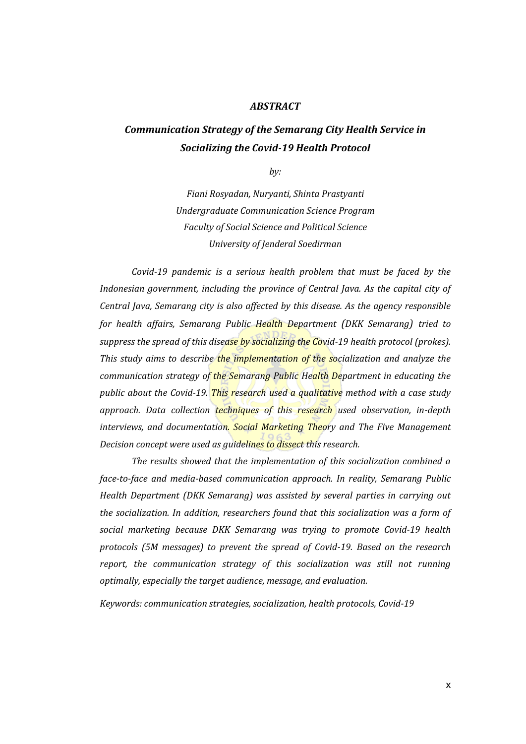# *ABSTRACT*

## *Communication Strategy of the Semarang City Health Service in Socializing the Covid-19 Health Protocol*

*by:*

*Fiani Rosyadan, Nuryanti, Shinta Prastyanti*
*Undergraduate Communication Science Program*
*Faculty of Social Science and Political Science*
*University of Jenderal Soedirman*

*Covid-19 pandemic is a serious health problem that must be faced by the Indonesian government, including the province of Central Java. As the capital city of Central Java, Semarang city is also affected by this disease. As the agency responsible for health affairs, Semarang Public Health Department (DKK Semarang) tried to suppress the spread of this disease by socializing the Covid-19 health protocol (prokes). This study aims to describe the implementation of the socialization and analyze the communication strategy of the Semarang Public Health Department in educating the public about the Covid-19. This research used a qualitative method with a case study approach. Data collection techniques of this research used observation, in-depth interviews, and documentation. Social Marketing Theory and The Five Management Decision concept were used as guidelines to dissect this research.*

*The results showed that the implementation of this socialization combined a face-to-face and media-based communication approach. In reality, Semarang Public Health Department (DKK Semarang) was assisted by several parties in carrying out the socialization. In addition, researchers found that this socialization was a form of social marketing because DKK Semarang was trying to promote Covid-19 health protocols (5M messages) to prevent the spread of Covid-19. Based on the research report, the communication strategy of this socialization was still not running optimally, especially the target audience, message, and evaluation.*

*Keywords: communication strategies, socialization, health protocols, Covid-19*